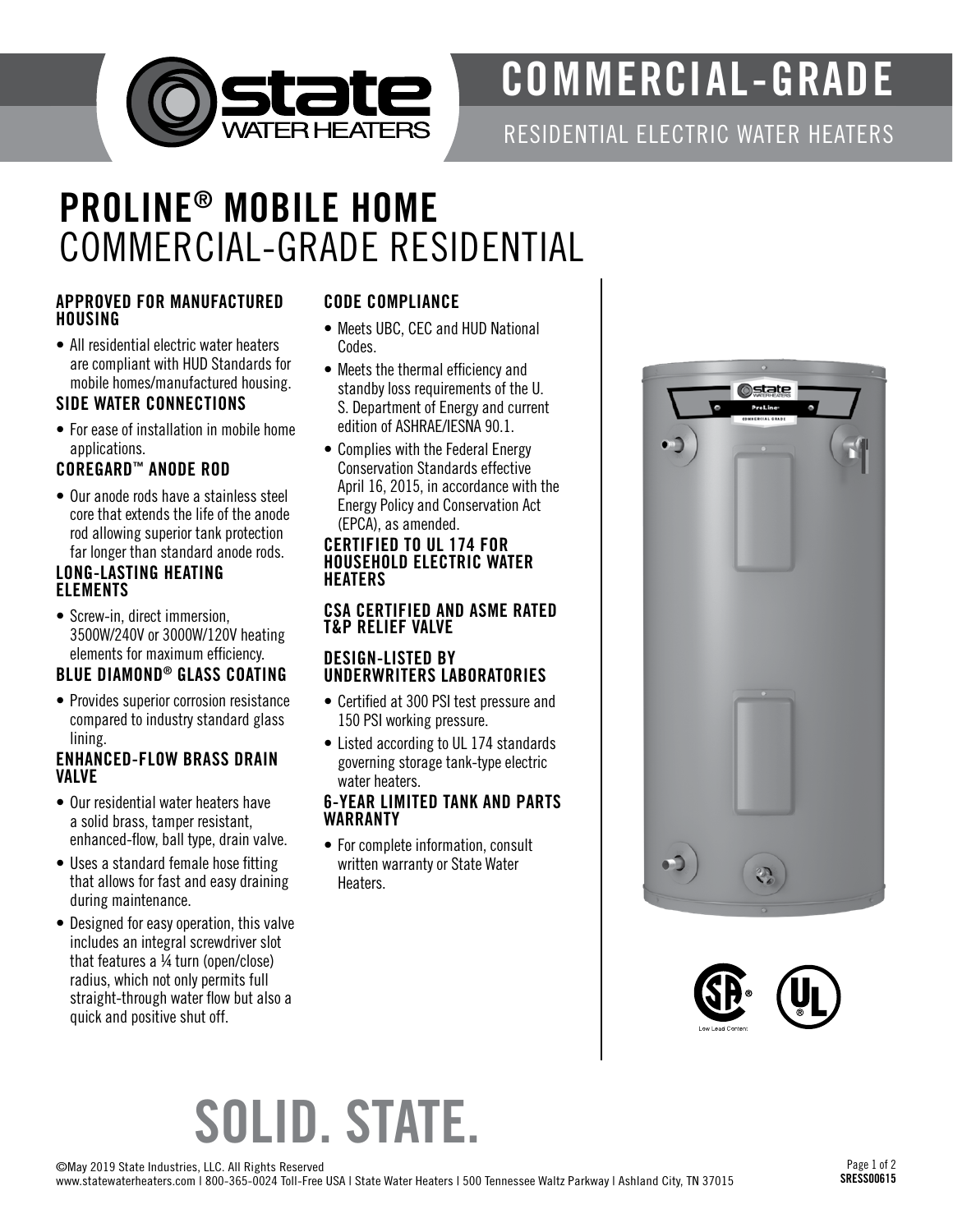# COMMERCIAL-GRADE

RESIDENTIAL ELECTRIC WATER HEATERS

# PROLINE® MOBILE HOME
## COMMERCIAL-GRADE RESIDENTIAL

### APPROVED FOR MANUFACTURED HOUSING

- All residential electric water heaters are compliant with HUD Standards for mobile homes/manufactured housing.

### SIDE WATER CONNECTIONS

- For ease of installation in mobile home applications.

### COREGARD™ ANODE ROD

- Our anode rods have a stainless steel core that extends the life of the anode rod allowing superior tank protection far longer than standard anode rods.

### LONG-LASTING HEATING ELEMENTS

- Screw-in, direct immersion, 3500W/240V or 3000W/120V heating elements for maximum efficiency.

### BLUE DIAMOND® GLASS COATING

- Provides superior corrosion resistance compared to industry standard glass lining.

### ENHANCED-FLOW BRASS DRAIN VALVE

- Our residential water heaters have a solid brass, tamper resistant, enhanced-flow, ball type, drain valve.
- Uses a standard female hose fitting that allows for fast and easy draining during maintenance.
- Designed for easy operation, this valve includes an integral screwdriver slot that features a ¼ turn (open/close) radius, which not only permits full straight-through water flow but also a quick and positive shut off.

### CODE COMPLIANCE

- Meets UBC, CEC and HUD National Codes.
- Meets the thermal efficiency and standby loss requirements of the U. S. Department of Energy and current edition of ASHRAE/IESNA 90.1.
- Complies with the Federal Energy Conservation Standards effective April 16, 2015, in accordance with the Energy Policy and Conservation Act (EPCA), as amended.

### CERTIFIED TO UL 174 FOR HOUSEHOLD ELECTRIC WATER HEATERS

### CSA CERTIFIED AND ASME RATED T&P RELIEF VALVE

### DESIGN-LISTED BY UNDERWRITERS LABORATORIES

- Certified at 300 PSI test pressure and 150 PSI working pressure.
- Listed according to UL 174 standards governing storage tank-type electric water heaters.

### 6-YEAR LIMITED TANK AND PARTS WARRANTY

- For complete information, consult written warranty or State Water Heaters.

Low Lead Content

# SOLID. STATE.

©May 2019 State Industries, LLC. All Rights Reserved
www.statewaterheaters.com | 800-365-0024 Toll-Free USA | State Water Heaters | 500 Tennessee Waltz Parkway | Ashland City, TN 37015

SRESS00615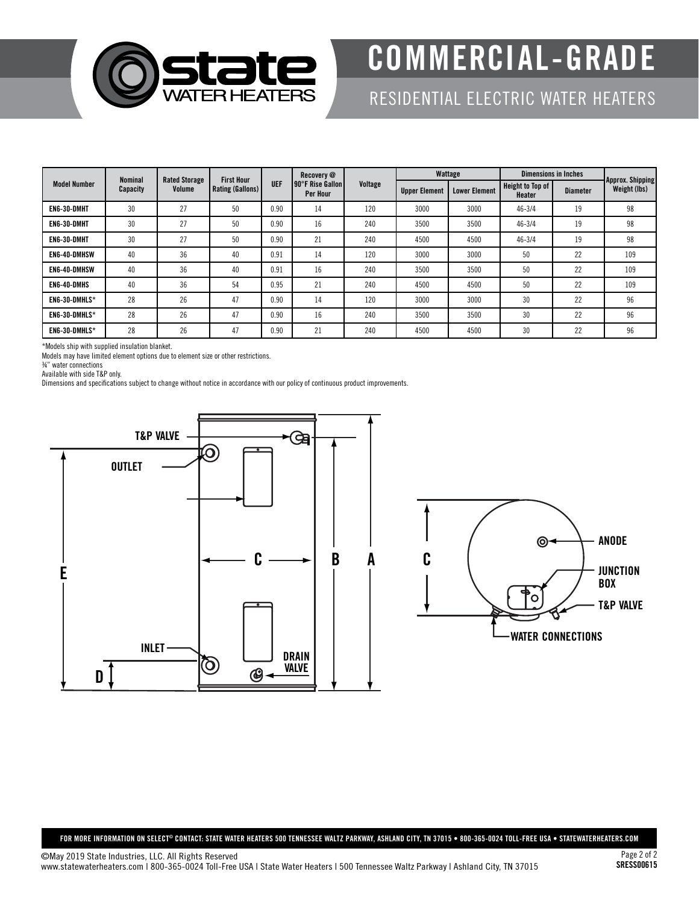# COMMERCIAL-GRADE

## RESIDENTIAL ELECTRIC WATER HEATERS

| Model Number | Nominal Capacity | Rated Storage Volume | First Hour Rating (Gallons) | UEF | Recovery @ 90°F Rise Gallon Per Hour | Voltage | Wattage | | Dimensions in Inches | | Approx. Shipping Weight (lbs) |
|---|---|---|---|---|---|---|---|---|---|---|---|
| | | | | | | | Upper Element | Lower Element | Height to Top of Heater | Diameter | |
| EN6-30-DMHT | 30 | 27 | 50 | 0.90 | 14 | 120 | 3000 | 3000 | 46-3/4 | 19 | 98 |
| EN6-30-DMHT | 30 | 27 | 50 | 0.90 | 16 | 240 | 3500 | 3500 | 46-3/4 | 19 | 98 |
| EN6-30-DMHT | 30 | 27 | 50 | 0.90 | 21 | 240 | 4500 | 4500 | 46-3/4 | 19 | 98 |
| EN6-40-DMHSW | 40 | 36 | 40 | 0.91 | 14 | 120 | 3000 | 3000 | 50 | 22 | 109 |
| EN6-40-DMHSW | 40 | 36 | 40 | 0.91 | 16 | 240 | 3500 | 3500 | 50 | 22 | 109 |
| EN6-40-DMHS | 40 | 36 | 54 | 0.95 | 21 | 240 | 4500 | 4500 | 50 | 22 | 109 |
| EN6-30-DMHLS* | 28 | 26 | 47 | 0.90 | 14 | 120 | 3000 | 3000 | 30 | 22 | 96 |
| EN6-30-DMHLS* | 28 | 26 | 47 | 0.90 | 16 | 240 | 3500 | 3500 | 30 | 22 | 96 |
| EN6-30-DMHLS* | 28 | 26 | 47 | 0.90 | 21 | 240 | 4500 | 4500 | 30 | 22 | 96 |

*Models ship with supplied insulation blanket.
Models may have limited element options due to element size or other restrictions.
¾" water connections
Available with side T&P only.
Dimensions and specifications subject to change without notice in accordance with our policy of continuous product improvements.

T&P VALVE
OUTLET
E
C
B
A
INLET
D
DRAIN VALVE
C
ANODE
JUNCTION BOX
T&P VALVE
WATER CONNECTIONS

**FOR MORE INFORMATION ON SELECT© CONTACT: STATE WATER HEATERS 500 TENNESSEE WALTZ PARKWAY, ASHLAND CITY, TN 37015 • 800-365-0024 TOLL-FREE USA • STATEWATERHEATERS.COM**

©May 2019 State Industries, LLC. All Rights Reserved
www.statewaterheaters.com | 800-365-0024 Toll-Free USA | State Water Heaters | 500 Tennessee Waltz Parkway | Ashland City, TN 37015

SRESS00615